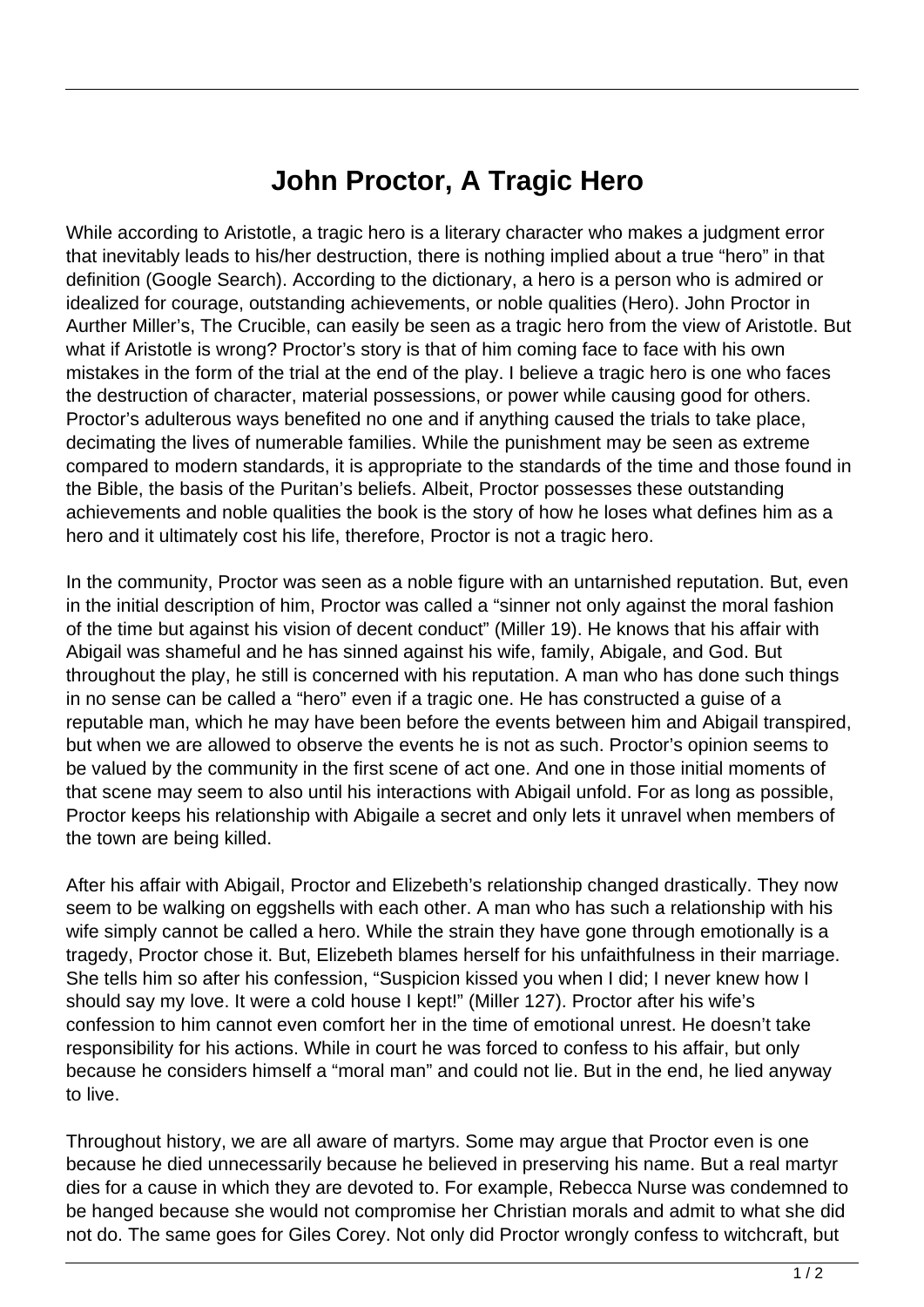# John Proctor, A Tragic Hero

While according to Aristotle, a tragic hero is a literary character who makes a judgment error that inevitably leads to his/her destruction, there is nothing implied about a true "hero" in that definition (Google Search). According to the dictionary, a hero is a person who is admired or idealized for courage, outstanding achievements, or noble qualities (Hero). John Proctor in Aurther Miller's, The Crucible, can easily be seen as a tragic hero from the view of Aristotle. But what if Aristotle is wrong? Proctor's story is that of him coming face to face with his own mistakes in the form of the trial at the end of the play. I believe a tragic hero is one who faces the destruction of character, material possessions, or power while causing good for others. Proctor's adulterous ways benefited no one and if anything caused the trials to take place, decimating the lives of numerable families. While the punishment may be seen as extreme compared to modern standards, it is appropriate to the standards of the time and those found in the Bible, the basis of the Puritan's beliefs. Albeit, Proctor possesses these outstanding achievements and noble qualities the book is the story of how he loses what defines him as a hero and it ultimately cost his life, therefore, Proctor is not a tragic hero.

In the community, Proctor was seen as a noble figure with an untarnished reputation. But, even in the initial description of him, Proctor was called a "sinner not only against the moral fashion of the time but against his vision of decent conduct" (Miller 19). He knows that his affair with Abigail was shameful and he has sinned against his wife, family, Abigale, and God. But throughout the play, he still is concerned with his reputation. A man who has done such things in no sense can be called a "hero" even if a tragic one. He has constructed a guise of a reputable man, which he may have been before the events between him and Abigail transpired, but when we are allowed to observe the events he is not as such. Proctor's opinion seems to be valued by the community in the first scene of act one. And one in those initial moments of that scene may seem to also until his interactions with Abigail unfold. For as long as possible, Proctor keeps his relationship with Abigaile a secret and only lets it unravel when members of the town are being killed.

After his affair with Abigail, Proctor and Elizebeth's relationship changed drastically. They now seem to be walking on eggshells with each other. A man who has such a relationship with his wife simply cannot be called a hero. While the strain they have gone through emotionally is a tragedy, Proctor chose it. But, Elizebeth blames herself for his unfaithfulness in their marriage. She tells him so after his confession, "Suspicion kissed you when I did; I never knew how I should say my love. It were a cold house I kept!" (Miller 127). Proctor after his wife's confession to him cannot even comfort her in the time of emotional unrest. He doesn't take responsibility for his actions. While in court he was forced to confess to his affair, but only because he considers himself a "moral man" and could not lie. But in the end, he lied anyway to live.

Throughout history, we are all aware of martyrs. Some may argue that Proctor even is one because he died unnecessarily because he believed in preserving his name. But a real martyr dies for a cause in which they are devoted to. For example, Rebecca Nurse was condemned to be hanged because she would not compromise her Christian morals and admit to what she did not do. The same goes for Giles Corey. Not only did Proctor wrongly confess to witchcraft, but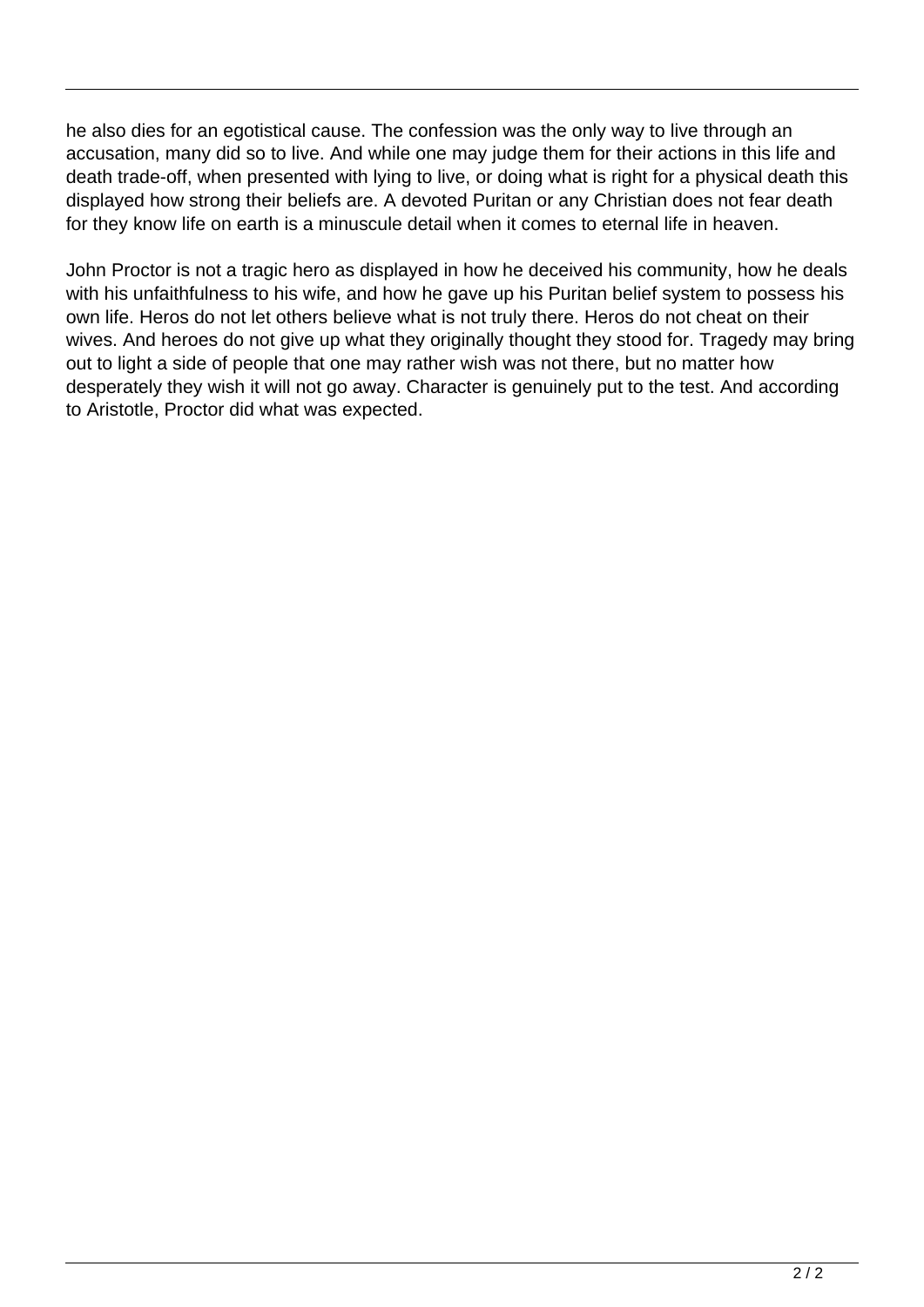he also dies for an egotistical cause. The confession was the only way to live through an accusation, many did so to live. And while one may judge them for their actions in this life and death trade-off, when presented with lying to live, or doing what is right for a physical death this displayed how strong their beliefs are. A devoted Puritan or any Christian does not fear death for they know life on earth is a minuscule detail when it comes to eternal life in heaven.

John Proctor is not a tragic hero as displayed in how he deceived his community, how he deals with his unfaithfulness to his wife, and how he gave up his Puritan belief system to possess his own life. Heros do not let others believe what is not truly there. Heros do not cheat on their wives. And heroes do not give up what they originally thought they stood for. Tragedy may bring out to light a side of people that one may rather wish was not there, but no matter how desperately they wish it will not go away. Character is genuinely put to the test. And according to Aristotle, Proctor did what was expected.